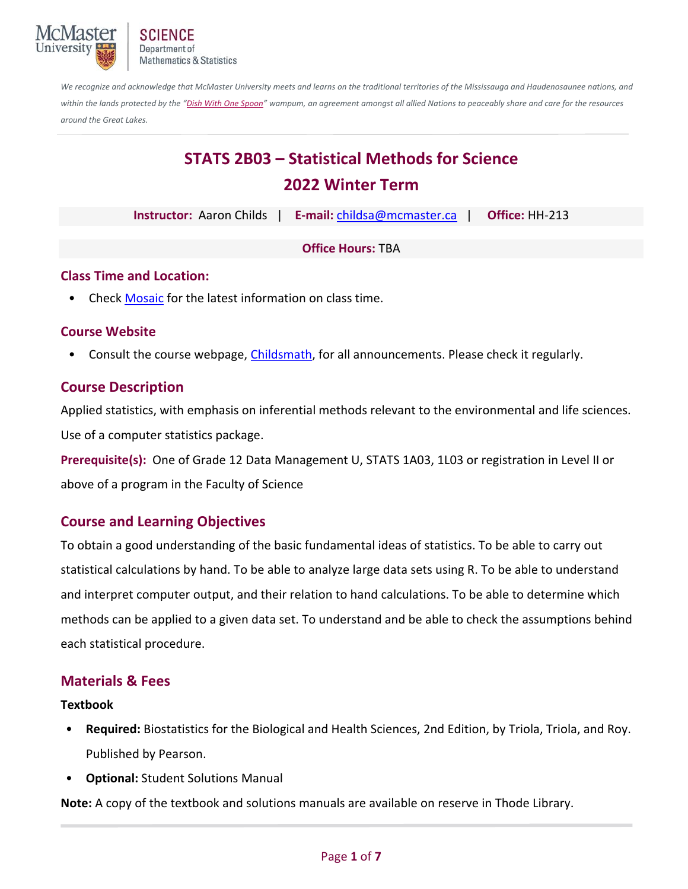McMaster University | SCIENCE Department of Mathematics & Statistics

*We recognize and acknowledge that McMaster University meets and learns on the traditional territories of the Mississauga and Haudenosaunee nations, and within the lands protected by the "Dish With One Spoon" wampum, an agreement amongst all allied Nations to peaceably share and care for the resources around the Great Lakes.*

# STATS 2B03 – Statistical Methods for Science
# 2022 Winter Term

**Instructor:** Aaron Childs | **E-mail:** childsa@mcmaster.ca | **Office:** HH-213

**Office Hours:** TBA

## Class Time and Location:

- Check Mosaic for the latest information on class time.

## Course Website

- Consult the course webpage, Childsmath, for all announcements. Please check it regularly.

## Course Description

Applied statistics, with emphasis on inferential methods relevant to the environmental and life sciences. Use of a computer statistics package.

**Prerequisite(s):** One of Grade 12 Data Management U, STATS 1A03, 1L03 or registration in Level II or above of a program in the Faculty of Science

## Course and Learning Objectives

To obtain a good understanding of the basic fundamental ideas of statistics. To be able to carry out statistical calculations by hand. To be able to analyze large data sets using R. To be able to understand and interpret computer output, and their relation to hand calculations. To be able to determine which methods can be applied to a given data set. To understand and be able to check the assumptions behind each statistical procedure.

## Materials & Fees

**Textbook**

- **Required:** Biostatistics for the Biological and Health Sciences, 2nd Edition, by Triola, Triola, and Roy. Published by Pearson.
- **Optional:** Student Solutions Manual

**Note:** A copy of the textbook and solutions manuals are available on reserve in Thode Library.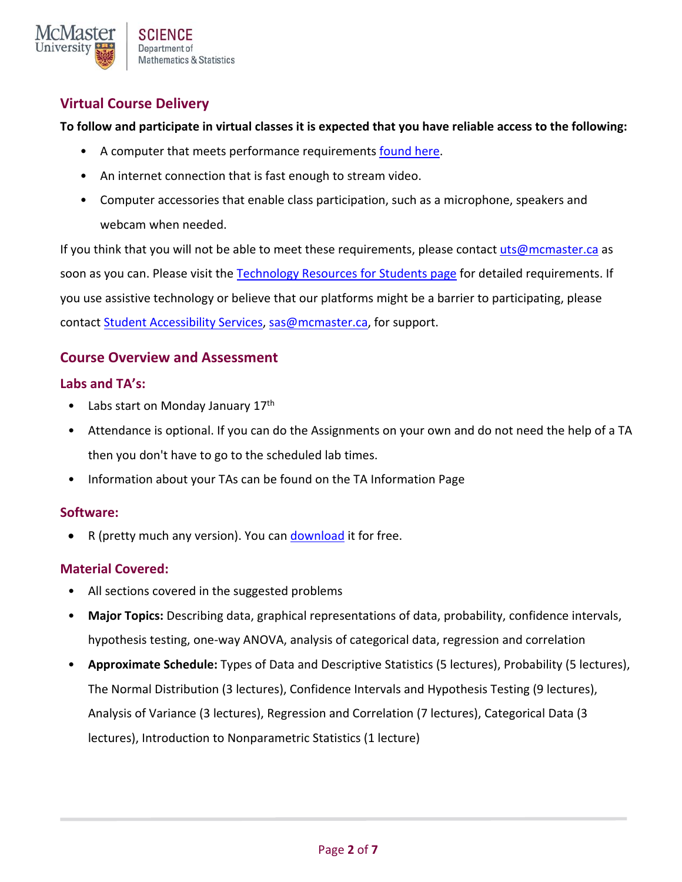## Virtual Course Delivery

**To follow and participate in virtual classes it is expected that you have reliable access to the following:**

- A computer that meets performance requirements found here.
- An internet connection that is fast enough to stream video.
- Computer accessories that enable class participation, such as a microphone, speakers and webcam when needed.

If you think that you will not be able to meet these requirements, please contact uts@mcmaster.ca as soon as you can. Please visit the Technology Resources for Students page for detailed requirements. If you use assistive technology or believe that our platforms might be a barrier to participating, please contact Student Accessibility Services, sas@mcmaster.ca, for support.

## Course Overview and Assessment

### Labs and TA's:

- Labs start on Monday January 17th
- Attendance is optional. If you can do the Assignments on your own and do not need the help of a TA then you don't have to go to the scheduled lab times.
- Information about your TAs can be found on the TA Information Page

### Software:

- R (pretty much any version). You can download it for free.

### Material Covered:

- All sections covered in the suggested problems
- **Major Topics:** Describing data, graphical representations of data, probability, confidence intervals, hypothesis testing, one-way ANOVA, analysis of categorical data, regression and correlation
- **Approximate Schedule:** Types of Data and Descriptive Statistics (5 lectures), Probability (5 lectures), The Normal Distribution (3 lectures), Confidence Intervals and Hypothesis Testing (9 lectures), Analysis of Variance (3 lectures), Regression and Correlation (7 lectures), Categorical Data (3 lectures), Introduction to Nonparametric Statistics (1 lecture)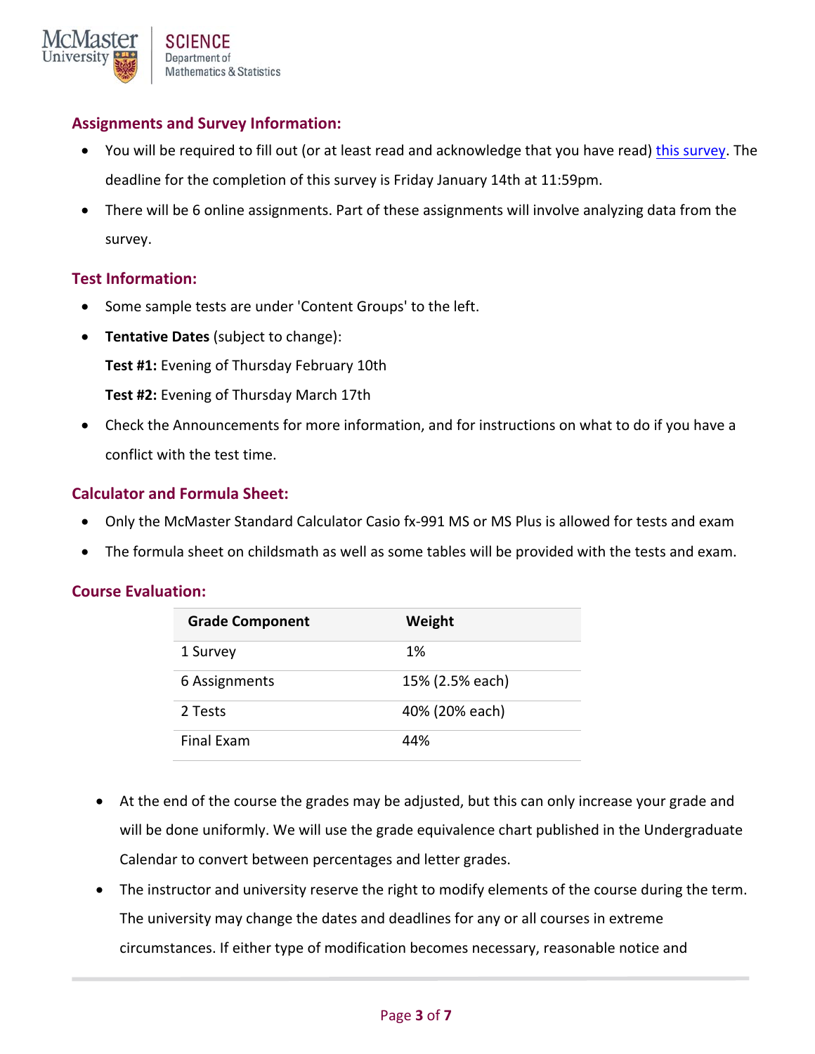## Assignments and Survey Information:

- You will be required to fill out (or at least read and acknowledge that you have read) this survey. The deadline for the completion of this survey is Friday January 14th at 11:59pm.
- There will be 6 online assignments. Part of these assignments will involve analyzing data from the survey.

## Test Information:

- Some sample tests are under 'Content Groups' to the left.
- **Tentative Dates** (subject to change):

  **Test #1:** Evening of Thursday February 10th

  **Test #2:** Evening of Thursday March 17th

- Check the Announcements for more information, and for instructions on what to do if you have a conflict with the test time.

## Calculator and Formula Sheet:

- Only the McMaster Standard Calculator Casio fx-991 MS or MS Plus is allowed for tests and exam
- The formula sheet on childsmath as well as some tables will be provided with the tests and exam.

## Course Evaluation:

| Grade Component | Weight |
|---|---|
| 1 Survey | 1% |
| 6 Assignments | 15% (2.5% each) |
| 2 Tests | 40% (20% each) |
| Final Exam | 44% |

- At the end of the course the grades may be adjusted, but this can only increase your grade and will be done uniformly. We will use the grade equivalence chart published in the Undergraduate Calendar to convert between percentages and letter grades.
- The instructor and university reserve the right to modify elements of the course during the term. The university may change the dates and deadlines for any or all courses in extreme circumstances. If either type of modification becomes necessary, reasonable notice and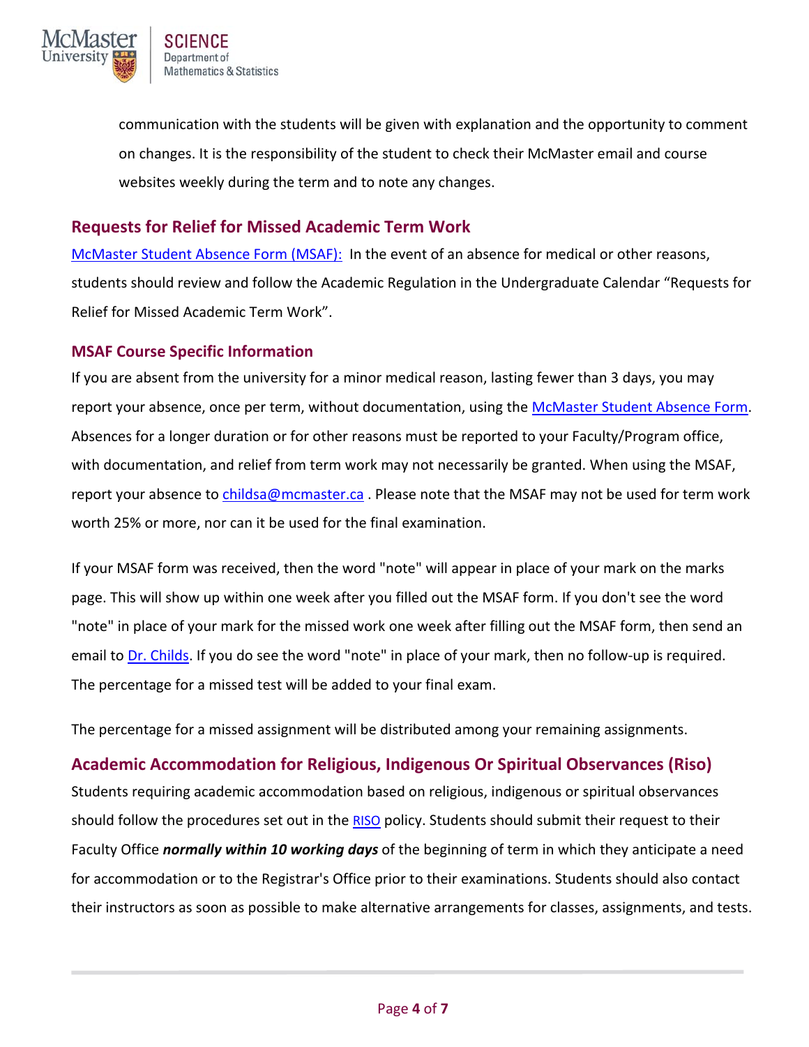communication with the students will be given with explanation and the opportunity to comment on changes. It is the responsibility of the student to check their McMaster email and course websites weekly during the term and to note any changes.

## Requests for Relief for Missed Academic Term Work

McMaster Student Absence Form (MSAF): In the event of an absence for medical or other reasons, students should review and follow the Academic Regulation in the Undergraduate Calendar "Requests for Relief for Missed Academic Term Work".

### MSAF Course Specific Information

If you are absent from the university for a minor medical reason, lasting fewer than 3 days, you may report your absence, once per term, without documentation, using the McMaster Student Absence Form. Absences for a longer duration or for other reasons must be reported to your Faculty/Program office, with documentation, and relief from term work may not necessarily be granted. When using the MSAF, report your absence to childsa@mcmaster.ca . Please note that the MSAF may not be used for term work worth 25% or more, nor can it be used for the final examination.

If your MSAF form was received, then the word "note" will appear in place of your mark on the marks page. This will show up within one week after you filled out the MSAF form. If you don't see the word "note" in place of your mark for the missed work one week after filling out the MSAF form, then send an email to Dr. Childs. If you do see the word "note" in place of your mark, then no follow-up is required. The percentage for a missed test will be added to your final exam.

The percentage for a missed assignment will be distributed among your remaining assignments.

## Academic Accommodation for Religious, Indigenous Or Spiritual Observances (Riso)

Students requiring academic accommodation based on religious, indigenous or spiritual observances should follow the procedures set out in the RISO policy. Students should submit their request to their Faculty Office ***normally within 10 working days*** of the beginning of term in which they anticipate a need for accommodation or to the Registrar's Office prior to their examinations. Students should also contact their instructors as soon as possible to make alternative arrangements for classes, assignments, and tests.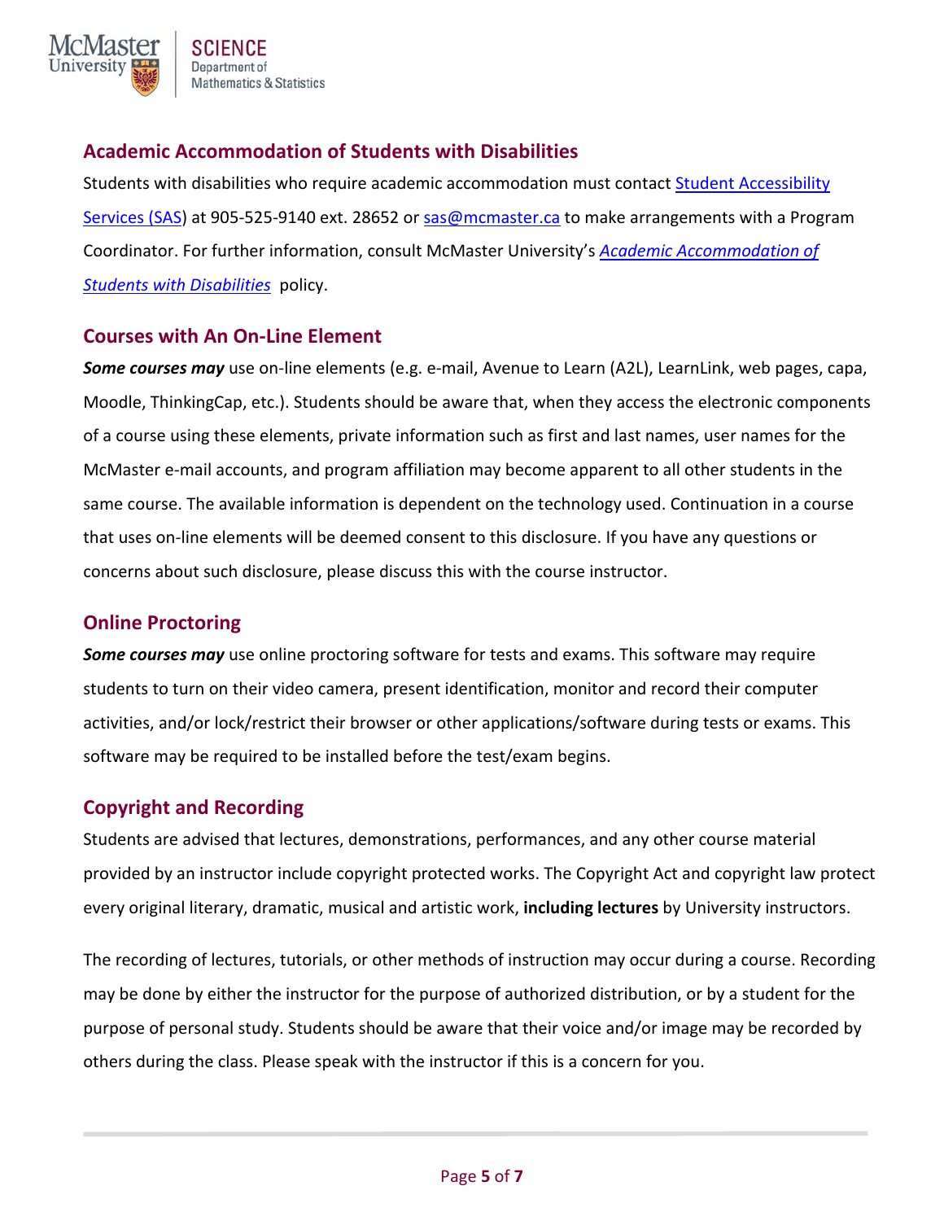## Academic Accommodation of Students with Disabilities

Students with disabilities who require academic accommodation must contact Student Accessibility Services (SAS) at 905-525-9140 ext. 28652 or sas@mcmaster.ca to make arrangements with a Program Coordinator. For further information, consult McMaster University's *Academic Accommodation of Students with Disabilities* policy.

## Courses with An On-Line Element

***Some courses may*** use on-line elements (e.g. e-mail, Avenue to Learn (A2L), LearnLink, web pages, capa, Moodle, ThinkingCap, etc.). Students should be aware that, when they access the electronic components of a course using these elements, private information such as first and last names, user names for the McMaster e-mail accounts, and program affiliation may become apparent to all other students in the same course. The available information is dependent on the technology used. Continuation in a course that uses on-line elements will be deemed consent to this disclosure. If you have any questions or concerns about such disclosure, please discuss this with the course instructor.

## Online Proctoring

***Some courses may*** use online proctoring software for tests and exams. This software may require students to turn on their video camera, present identification, monitor and record their computer activities, and/or lock/restrict their browser or other applications/software during tests or exams. This software may be required to be installed before the test/exam begins.

## Copyright and Recording

Students are advised that lectures, demonstrations, performances, and any other course material provided by an instructor include copyright protected works. The Copyright Act and copyright law protect every original literary, dramatic, musical and artistic work, **including lectures** by University instructors.

The recording of lectures, tutorials, or other methods of instruction may occur during a course. Recording may be done by either the instructor for the purpose of authorized distribution, or by a student for the purpose of personal study. Students should be aware that their voice and/or image may be recorded by others during the class. Please speak with the instructor if this is a concern for you.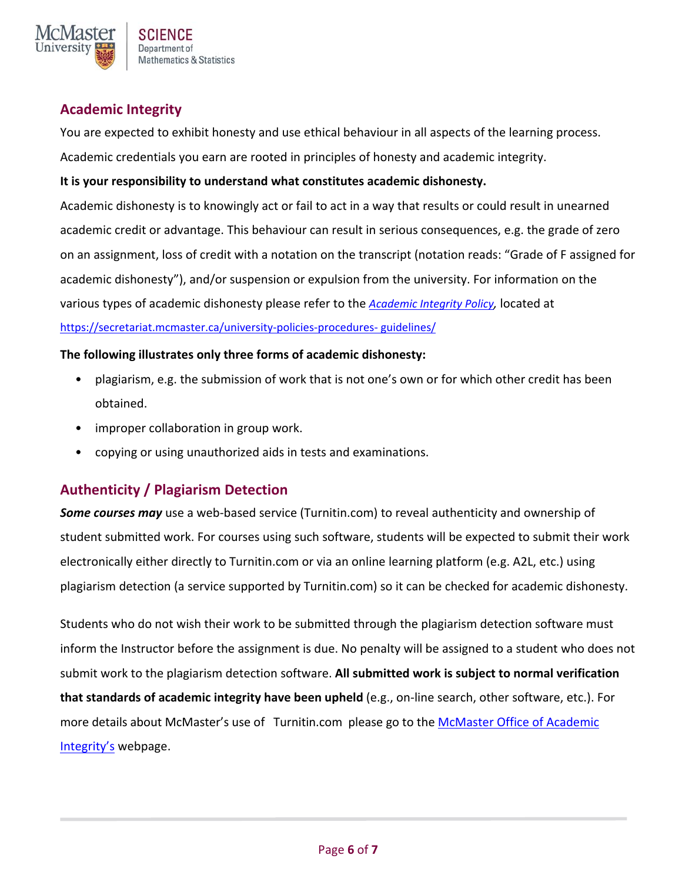## Academic Integrity

You are expected to exhibit honesty and use ethical behaviour in all aspects of the learning process. Academic credentials you earn are rooted in principles of honesty and academic integrity.

**It is your responsibility to understand what constitutes academic dishonesty.**

Academic dishonesty is to knowingly act or fail to act in a way that results or could result in unearned academic credit or advantage. This behaviour can result in serious consequences, e.g. the grade of zero on an assignment, loss of credit with a notation on the transcript (notation reads: "Grade of F assigned for academic dishonesty"), and/or suspension or expulsion from the university. For information on the various types of academic dishonesty please refer to the *Academic Integrity Policy*, located at https://secretariat.mcmaster.ca/university-policies-procedures- guidelines/

**The following illustrates only three forms of academic dishonesty:**

- plagiarism, e.g. the submission of work that is not one's own or for which other credit has been obtained.
- improper collaboration in group work.
- copying or using unauthorized aids in tests and examinations.

## Authenticity / Plagiarism Detection

***Some courses may*** use a web-based service (Turnitin.com) to reveal authenticity and ownership of student submitted work. For courses using such software, students will be expected to submit their work electronically either directly to Turnitin.com or via an online learning platform (e.g. A2L, etc.) using plagiarism detection (a service supported by Turnitin.com) so it can be checked for academic dishonesty.

Students who do not wish their work to be submitted through the plagiarism detection software must inform the Instructor before the assignment is due. No penalty will be assigned to a student who does not submit work to the plagiarism detection software. **All submitted work is subject to normal verification that standards of academic integrity have been upheld** (e.g., on-line search, other software, etc.). For more details about McMaster's use of Turnitin.com please go to the McMaster Office of Academic Integrity's webpage.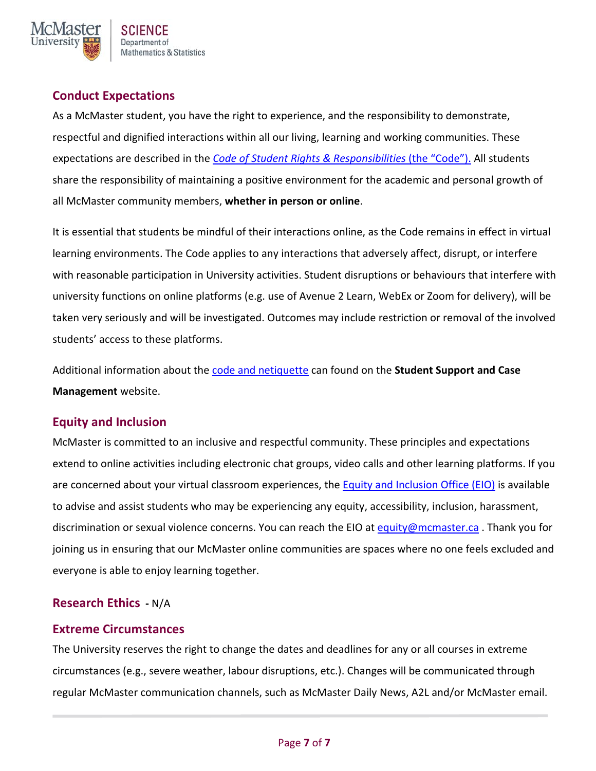## Conduct Expectations

As a McMaster student, you have the right to experience, and the responsibility to demonstrate, respectful and dignified interactions within all our living, learning and working communities. These expectations are described in the *Code of Student Rights & Responsibilities* (the "Code"). All students share the responsibility of maintaining a positive environment for the academic and personal growth of all McMaster community members, **whether in person or online**.

It is essential that students be mindful of their interactions online, as the Code remains in effect in virtual learning environments. The Code applies to any interactions that adversely affect, disrupt, or interfere with reasonable participation in University activities. Student disruptions or behaviours that interfere with university functions on online platforms (e.g. use of Avenue 2 Learn, WebEx or Zoom for delivery), will be taken very seriously and will be investigated. Outcomes may include restriction or removal of the involved students' access to these platforms.

Additional information about the code and netiquette can found on the **Student Support and Case Management** website.

## Equity and Inclusion

McMaster is committed to an inclusive and respectful community. These principles and expectations extend to online activities including electronic chat groups, video calls and other learning platforms. If you are concerned about your virtual classroom experiences, the Equity and Inclusion Office (EIO) is available to advise and assist students who may be experiencing any equity, accessibility, inclusion, harassment, discrimination or sexual violence concerns. You can reach the EIO at equity@mcmaster.ca . Thank you for joining us in ensuring that our McMaster online communities are spaces where no one feels excluded and everyone is able to enjoy learning together.

## Research Ethics - N/A

## Extreme Circumstances

The University reserves the right to change the dates and deadlines for any or all courses in extreme circumstances (e.g., severe weather, labour disruptions, etc.). Changes will be communicated through regular McMaster communication channels, such as McMaster Daily News, A2L and/or McMaster email.